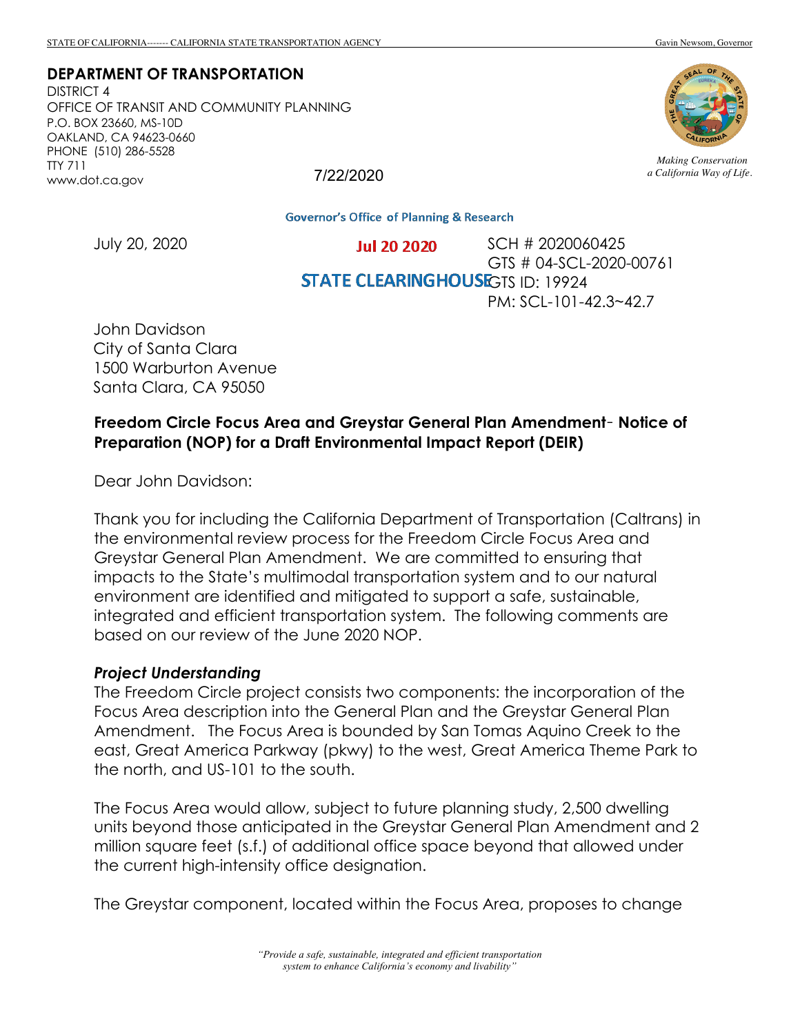STATE OF CALIFORNIA------- CALIFORNIA STATE TRANSPORTATION AGENCY Gavin Newsom, Governor

**DEPARTMENT OF TRANSPORTATION**
DISTRICT 4
OFFICE OF TRANSIT AND COMMUNITY PLANNING
P.O. BOX 23660, MS-10D
OAKLAND, CA 94623-0660
PHONE (510) 286-5528
TTY 711
www.dot.ca.gov

*Making Conservation a California Way of Life.*

7/22/2020

Governor's Office of Planning & Research

Jul 20 2020

STATE CLEARINGHOUSE

July 20, 2020

SCH # 2020060425
GTS # 04-SCL-2020-00761
GTS ID: 19924
PM: SCL-101-42.3~42.7

John Davidson
City of Santa Clara
1500 Warburton Avenue
Santa Clara, CA 95050

**Freedom Circle Focus Area and Greystar General Plan Amendment- Notice of Preparation (NOP) for a Draft Environmental Impact Report (DEIR)**

Dear John Davidson:

Thank you for including the California Department of Transportation (Caltrans) in the environmental review process for the Freedom Circle Focus Area and Greystar General Plan Amendment. We are committed to ensuring that impacts to the State's multimodal transportation system and to our natural environment are identified and mitigated to support a safe, sustainable, integrated and efficient transportation system. The following comments are based on our review of the June 2020 NOP.

***Project Understanding***

The Freedom Circle project consists two components: the incorporation of the Focus Area description into the General Plan and the Greystar General Plan Amendment. The Focus Area is bounded by San Tomas Aquino Creek to the east, Great America Parkway (pkwy) to the west, Great America Theme Park to the north, and US-101 to the south.

The Focus Area would allow, subject to future planning study, 2,500 dwelling units beyond those anticipated in the Greystar General Plan Amendment and 2 million square feet (s.f.) of additional office space beyond that allowed under the current high-intensity office designation.

The Greystar component, located within the Focus Area, proposes to change

*"Provide a safe, sustainable, integrated and efficient transportation system to enhance California's economy and livability"*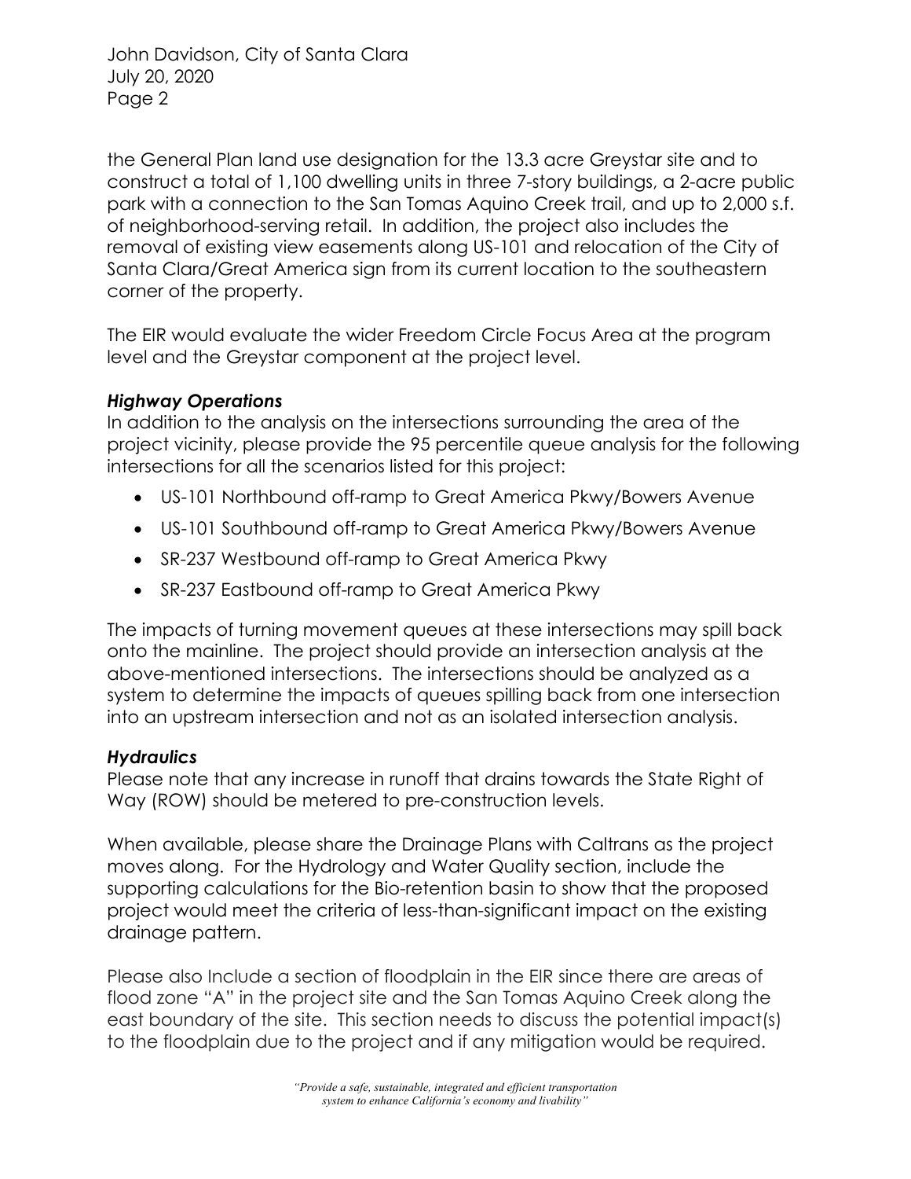the General Plan land use designation for the 13.3 acre Greystar site and to construct a total of 1,100 dwelling units in three 7-story buildings, a 2-acre public park with a connection to the San Tomas Aquino Creek trail, and up to 2,000 s.f. of neighborhood-serving retail. In addition, the project also includes the removal of existing view easements along US-101 and relocation of the City of Santa Clara/Great America sign from its current location to the southeastern corner of the property.

The EIR would evaluate the wider Freedom Circle Focus Area at the program level and the Greystar component at the project level.

### *Highway Operations*

In addition to the analysis on the intersections surrounding the area of the project vicinity, please provide the 95 percentile queue analysis for the following intersections for all the scenarios listed for this project:

- US-101 Northbound off-ramp to Great America Pkwy/Bowers Avenue
- US-101 Southbound off-ramp to Great America Pkwy/Bowers Avenue
- SR-237 Westbound off-ramp to Great America Pkwy
- SR-237 Eastbound off-ramp to Great America Pkwy

The impacts of turning movement queues at these intersections may spill back onto the mainline. The project should provide an intersection analysis at the above-mentioned intersections. The intersections should be analyzed as a system to determine the impacts of queues spilling back from one intersection into an upstream intersection and not as an isolated intersection analysis.

### *Hydraulics*

Please note that any increase in runoff that drains towards the State Right of Way (ROW) should be metered to pre-construction levels.

When available, please share the Drainage Plans with Caltrans as the project moves along. For the Hydrology and Water Quality section, include the supporting calculations for the Bio-retention basin to show that the proposed project would meet the criteria of less-than-significant impact on the existing drainage pattern.

Please also Include a section of floodplain in the EIR since there are areas of flood zone "A" in the project site and the San Tomas Aquino Creek along the east boundary of the site. This section needs to discuss the potential impact(s) to the floodplain due to the project and if any mitigation would be required.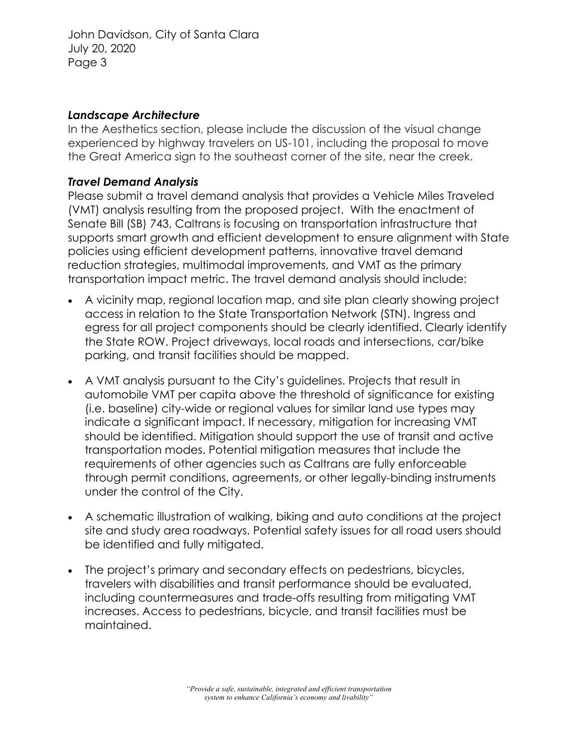### *Landscape Architecture*

In the Aesthetics section, please include the discussion of the visual change experienced by highway travelers on US-101, including the proposal to move the Great America sign to the southeast corner of the site, near the creek.

### *Travel Demand Analysis*

Please submit a travel demand analysis that provides a Vehicle Miles Traveled (VMT) analysis resulting from the proposed project. With the enactment of Senate Bill (SB) 743, Caltrans is focusing on transportation infrastructure that supports smart growth and efficient development to ensure alignment with State policies using efficient development patterns, innovative travel demand reduction strategies, multimodal improvements, and VMT as the primary transportation impact metric. The travel demand analysis should include:

- A vicinity map, regional location map, and site plan clearly showing project access in relation to the State Transportation Network (STN). Ingress and egress for all project components should be clearly identified. Clearly identify the State ROW. Project driveways, local roads and intersections, car/bike parking, and transit facilities should be mapped.
- A VMT analysis pursuant to the City's guidelines. Projects that result in automobile VMT per capita above the threshold of significance for existing (i.e. baseline) city-wide or regional values for similar land use types may indicate a significant impact. If necessary, mitigation for increasing VMT should be identified. Mitigation should support the use of transit and active transportation modes. Potential mitigation measures that include the requirements of other agencies such as Caltrans are fully enforceable through permit conditions, agreements, or other legally-binding instruments under the control of the City.
- A schematic illustration of walking, biking and auto conditions at the project site and study area roadways. Potential safety issues for all road users should be identified and fully mitigated.
- The project's primary and secondary effects on pedestrians, bicycles, travelers with disabilities and transit performance should be evaluated, including countermeasures and trade-offs resulting from mitigating VMT increases. Access to pedestrians, bicycle, and transit facilities must be maintained.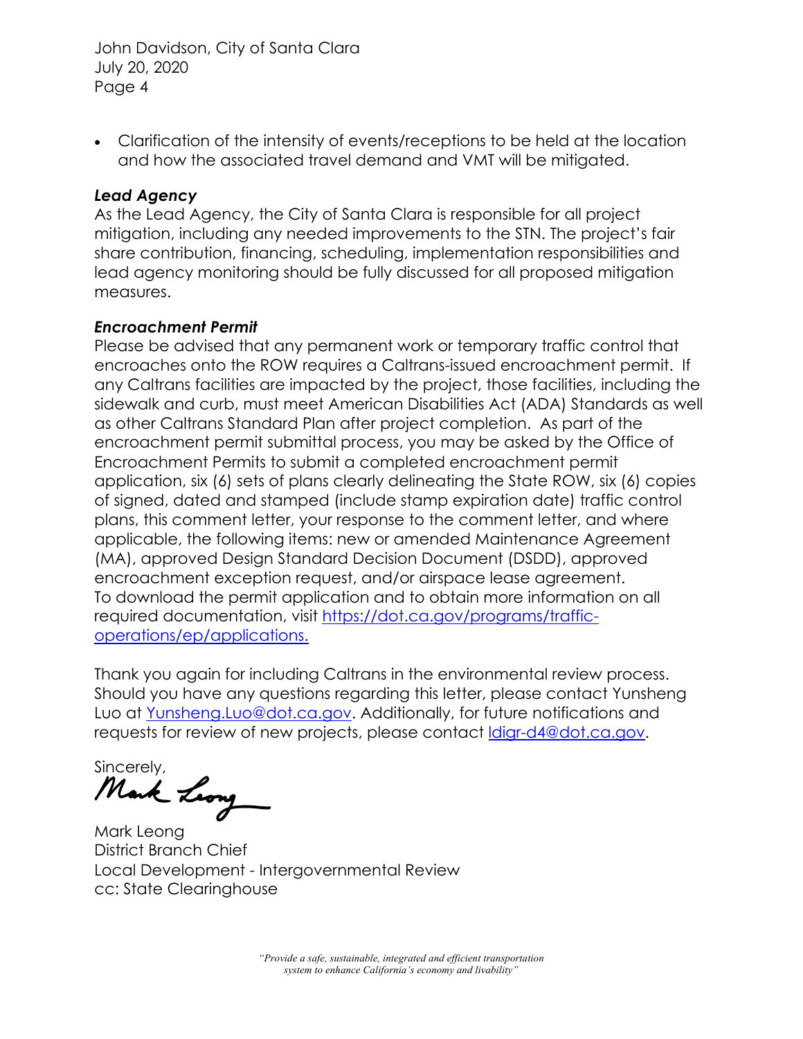- Clarification of the intensity of events/receptions to be held at the location and how the associated travel demand and VMT will be mitigated.

***Lead Agency***

As the Lead Agency, the City of Santa Clara is responsible for all project mitigation, including any needed improvements to the STN. The project's fair share contribution, financing, scheduling, implementation responsibilities and lead agency monitoring should be fully discussed for all proposed mitigation measures.

***Encroachment Permit***

Please be advised that any permanent work or temporary traffic control that encroaches onto the ROW requires a Caltrans-issued encroachment permit. If any Caltrans facilities are impacted by the project, those facilities, including the sidewalk and curb, must meet American Disabilities Act (ADA) Standards as well as other Caltrans Standard Plan after project completion. As part of the encroachment permit submittal process, you may be asked by the Office of Encroachment Permits to submit a completed encroachment permit application, six (6) sets of plans clearly delineating the State ROW, six (6) copies of signed, dated and stamped (include stamp expiration date) traffic control plans, this comment letter, your response to the comment letter, and where applicable, the following items: new or amended Maintenance Agreement (MA), approved Design Standard Decision Document (DSDD), approved encroachment exception request, and/or airspace lease agreement. To download the permit application and to obtain more information on all required documentation, visit [https://dot.ca.gov/programs/traffic-operations/ep/applications.](https://dot.ca.gov/programs/traffic-operations/ep/applications)

Thank you again for including Caltrans in the environmental review process. Should you have any questions regarding this letter, please contact Yunsheng Luo at [Yunsheng.Luo@dot.ca.gov](mailto:Yunsheng.Luo@dot.ca.gov). Additionally, for future notifications and requests for review of new projects, please contact [ldigr-d4@dot.ca.gov](mailto:ldigr-d4@dot.ca.gov).

Sincerely,

Mark Leong

Mark Leong
District Branch Chief
Local Development - Intergovernmental Review
cc: State Clearinghouse

*"Provide a safe, sustainable, integrated and efficient transportation system to enhance California's economy and livability"*